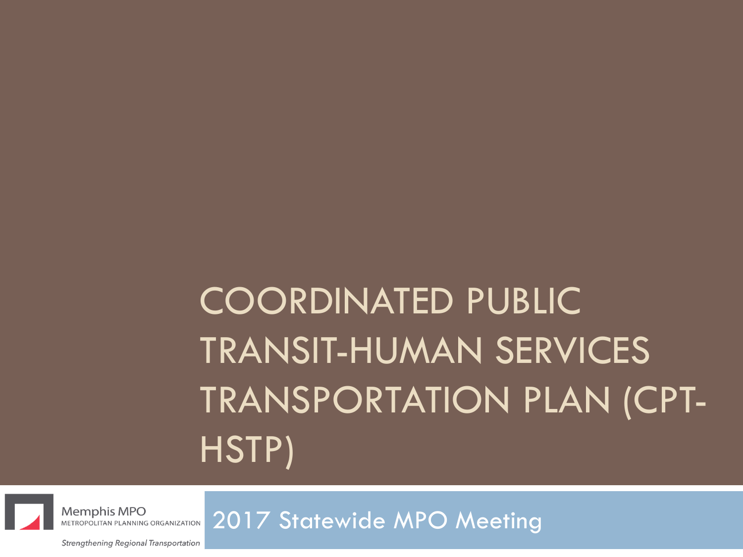# COORDINATED PUBLIC TRANSIT-HUMAN SERVICES TRANSPORTATION PLAN (CPT-HSTP)

Memphis MPO
METROPOLITAN PLANNING ORGANIZATION

*Strengthening Regional Transportation*

2017 Statewide MPO Meeting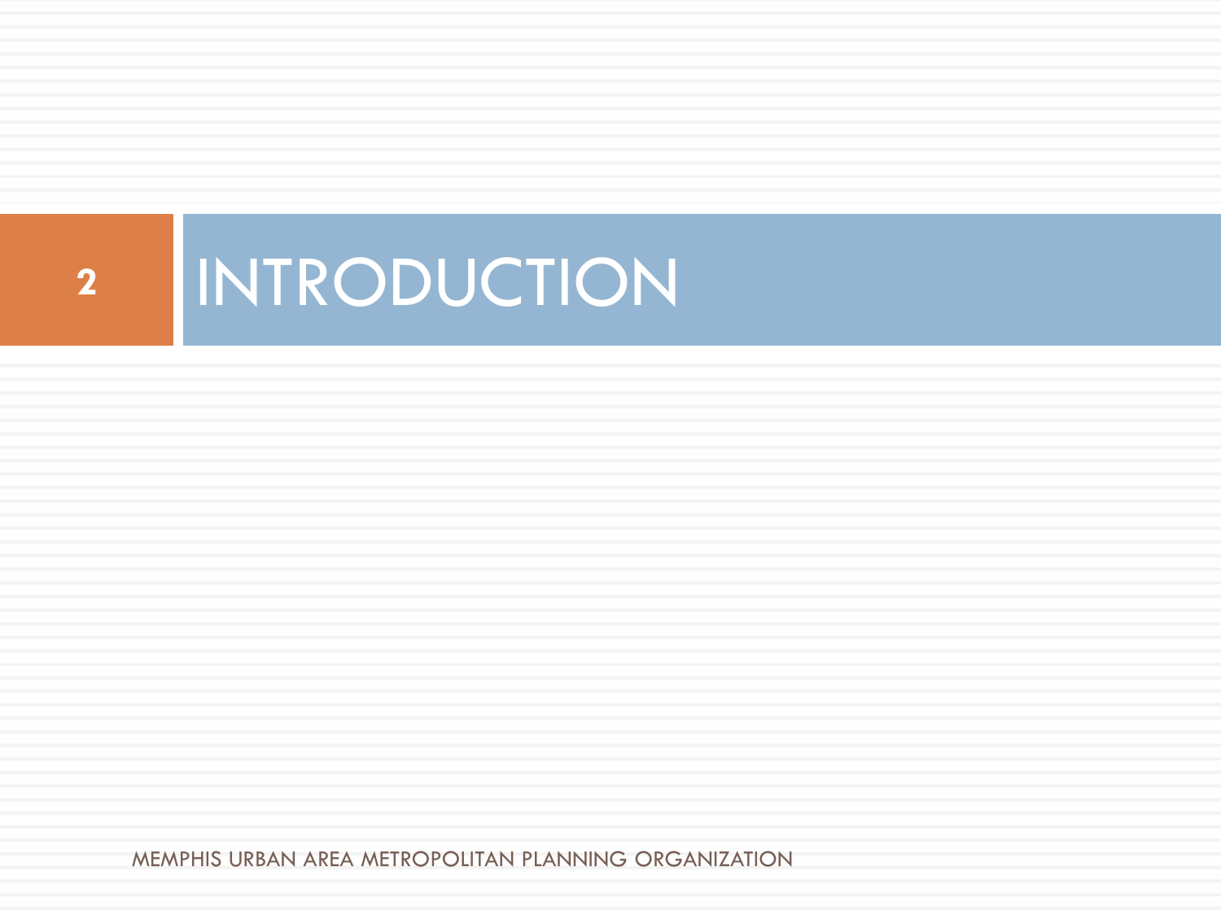# INTRODUCTION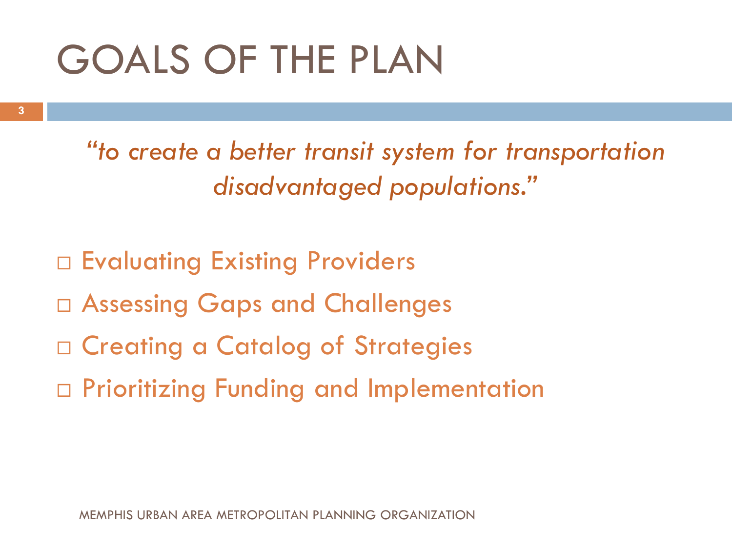# GOALS OF THE PLAN

*"to create a better transit system for transportation disadvantaged populations."*

- Evaluating Existing Providers
- Assessing Gaps and Challenges
- Creating a Catalog of Strategies
- Prioritizing Funding and Implementation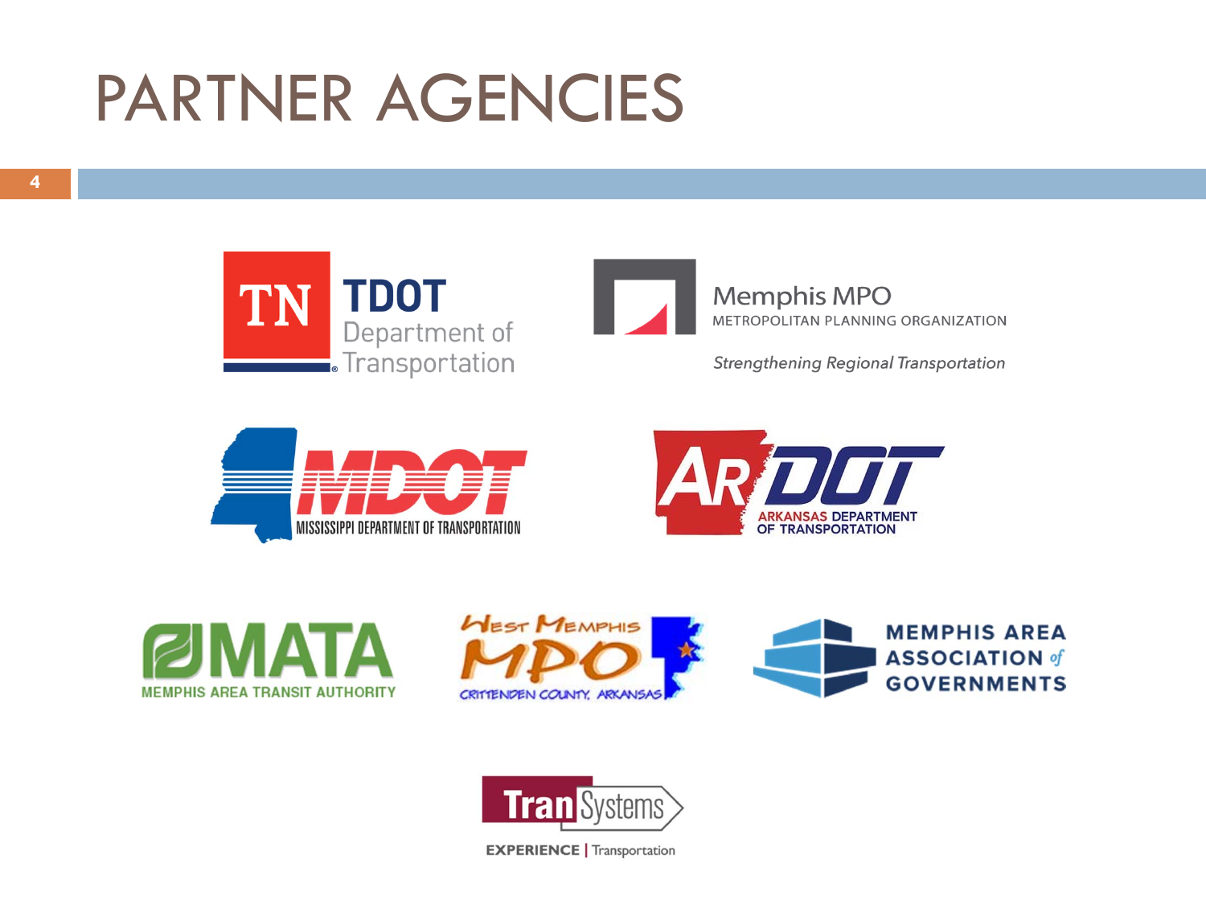# PARTNER AGENCIES

TN TDOT Department of Transportation

Memphis MPO
METROPOLITAN PLANNING ORGANIZATION
*Strengthening Regional Transportation*

MDOT
MISSISSIPPI DEPARTMENT OF TRANSPORTATION

AR DOT
ARKANSAS DEPARTMENT OF TRANSPORTATION

MATA
MEMPHIS AREA TRANSIT AUTHORITY

West Memphis MPO
CRITTENDEN COUNTY, ARKANSAS

MEMPHIS AREA ASSOCIATION of GOVERNMENTS

TranSystems
EXPERIENCE | Transportation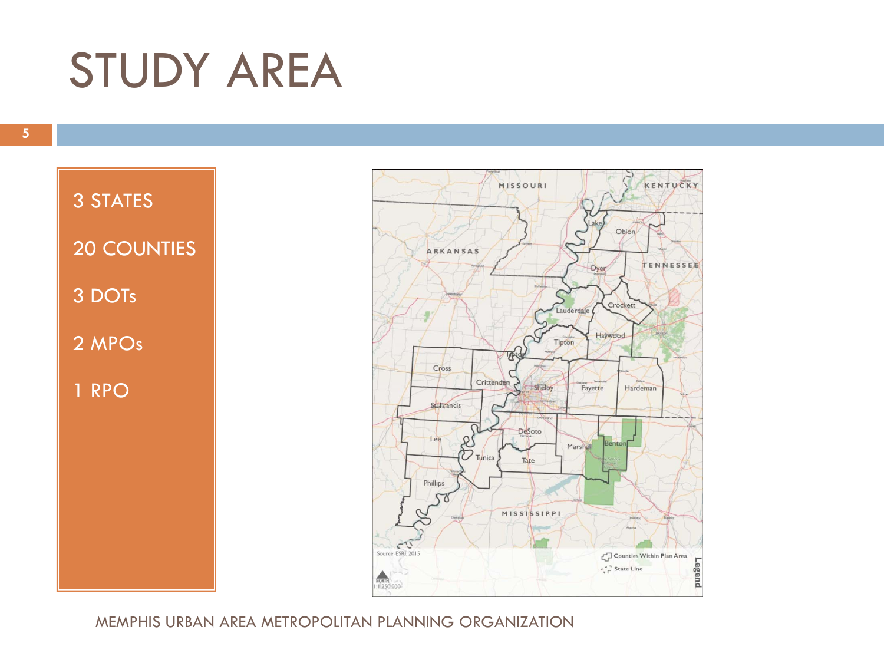# STUDY AREA

3 STATES

20 COUNTIES

3 DOTs

2 MPOs

1 RPO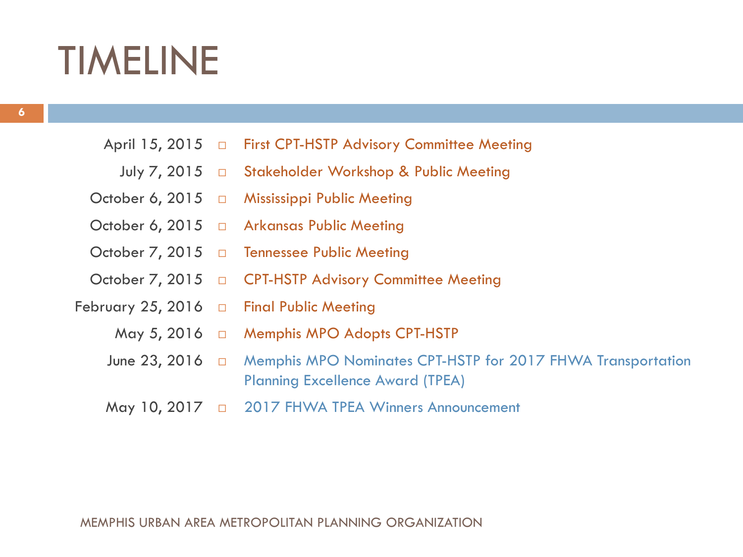# TIMELINE

- April 15, 2015 — First CPT-HSTP Advisory Committee Meeting
- July 7, 2015 — Stakeholder Workshop & Public Meeting
- October 6, 2015 — Mississippi Public Meeting
- October 6, 2015 — Arkansas Public Meeting
- October 7, 2015 — Tennessee Public Meeting
- October 7, 2015 — CPT-HSTP Advisory Committee Meeting
- February 25, 2016 — Final Public Meeting
- May 5, 2016 — Memphis MPO Adopts CPT-HSTP
- June 23, 2016 — Memphis MPO Nominates CPT-HSTP for 2017 FHWA Transportation Planning Excellence Award (TPEA)
- May 10, 2017 — 2017 FHWA TPEA Winners Announcement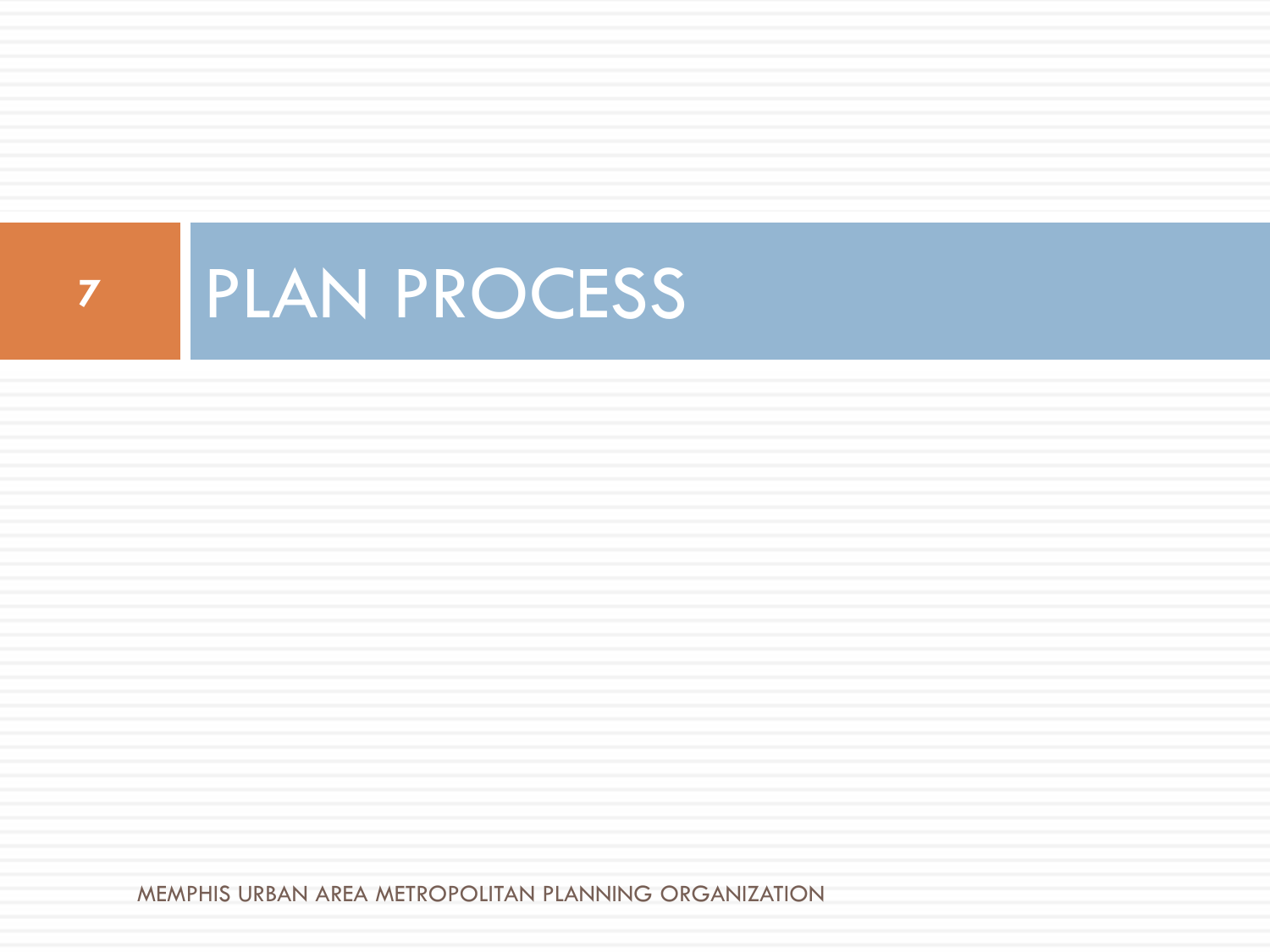# PLAN PROCESS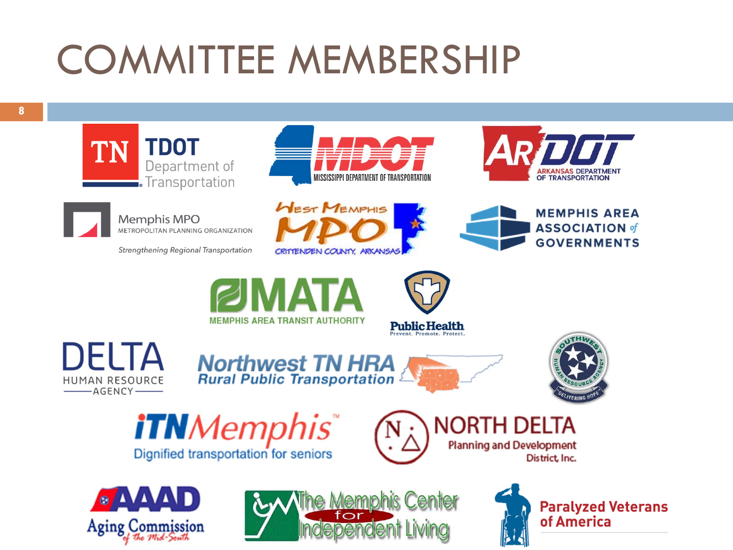# COMMITTEE MEMBERSHIP

- TN TDOT Department of Transportation
- MDOT Mississippi Department of Transportation
- ARDOT Arkansas Department of Transportation
- Memphis MPO Metropolitan Planning Organization — *Strengthening Regional Transportation*
- West Memphis MPO Crittenden County, Arkansas
- Memphis Area Association of Governments
- MATA Memphis Area Transit Authority
- Public Health — Prevent. Promote. Protect.
- Delta Human Resource Agency
- Northwest TN HRA Rural Public Transportation
- Southwest Human Resource Agency — "Delivering Hope"
- iTNMemphis™ Dignified transportation for seniors
- North Delta Planning and Development District, Inc.
- AAAD Aging Commission of the Mid-South
- The Memphis Center for Independent Living
- Paralyzed Veterans of America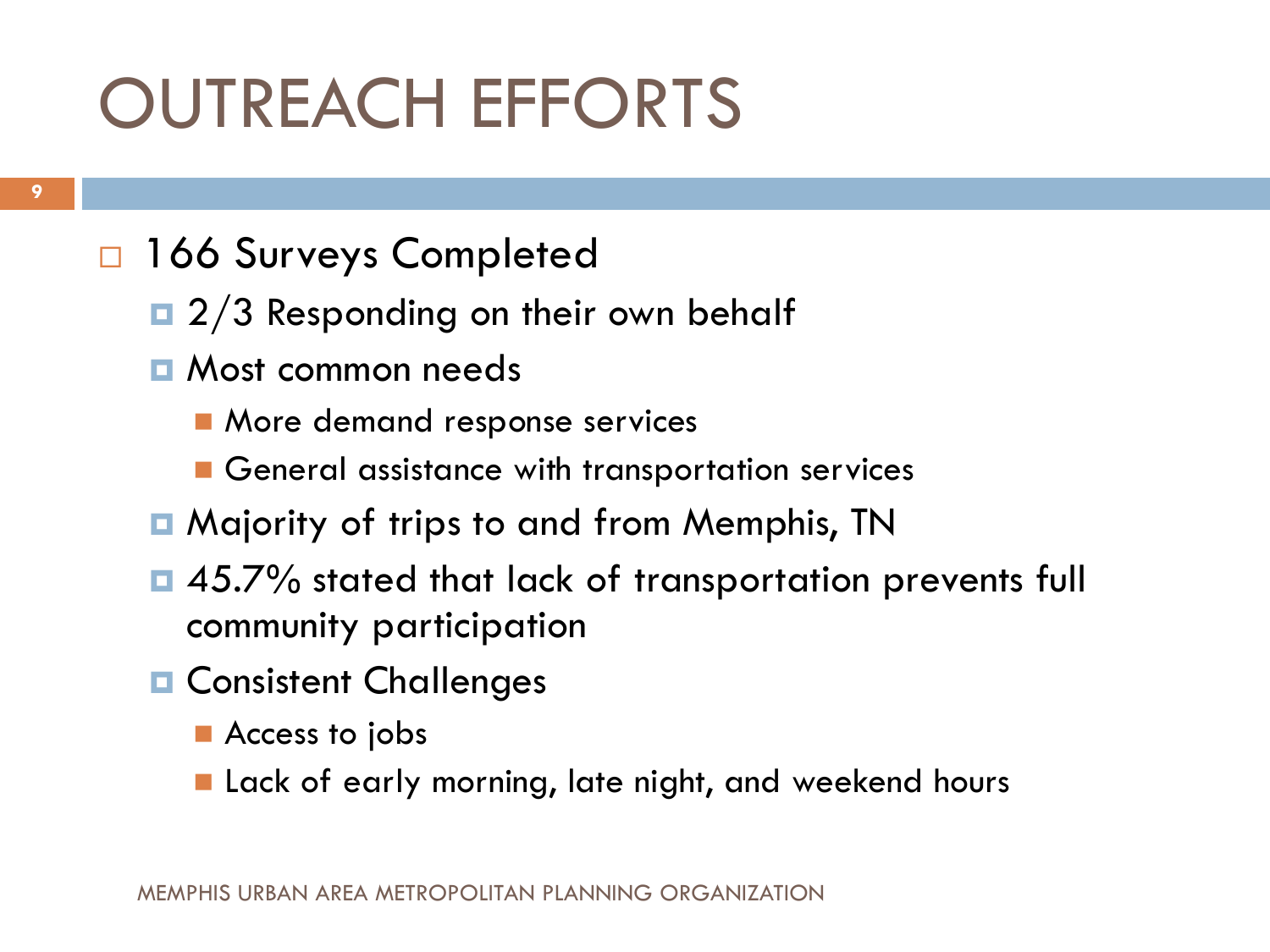# OUTREACH EFFORTS

- 166 Surveys Completed
  - 2/3 Responding on their own behalf
  - Most common needs
    - More demand response services
    - General assistance with transportation services
  - Majority of trips to and from Memphis, TN
  - 45.7% stated that lack of transportation prevents full community participation
  - Consistent Challenges
    - Access to jobs
    - Lack of early morning, late night, and weekend hours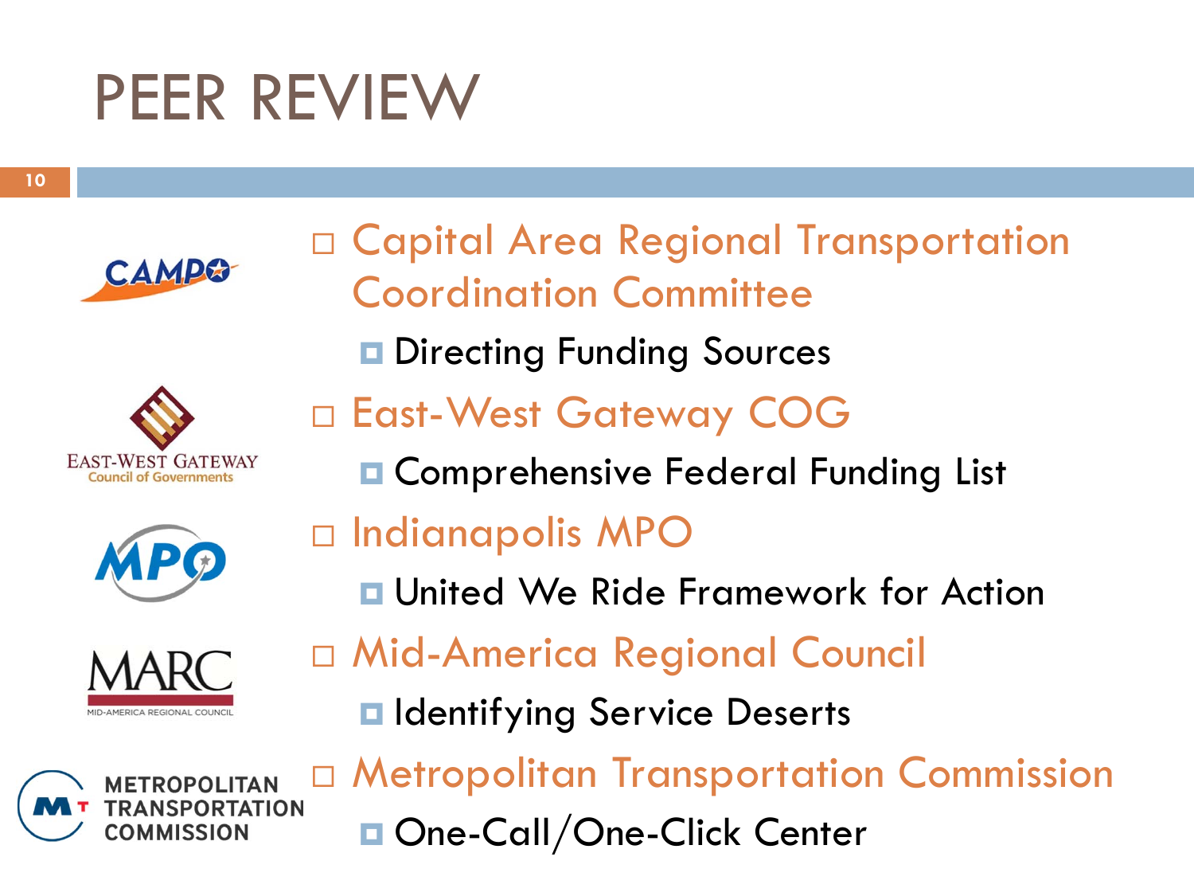# PEER REVIEW

- Capital Area Regional Transportation Coordination Committee
  - Directing Funding Sources
- East-West Gateway COG
  - Comprehensive Federal Funding List
- Indianapolis MPO
  - United We Ride Framework for Action
- Mid-America Regional Council
  - Identifying Service Deserts
- Metropolitan Transportation Commission
  - One-Call/One-Click Center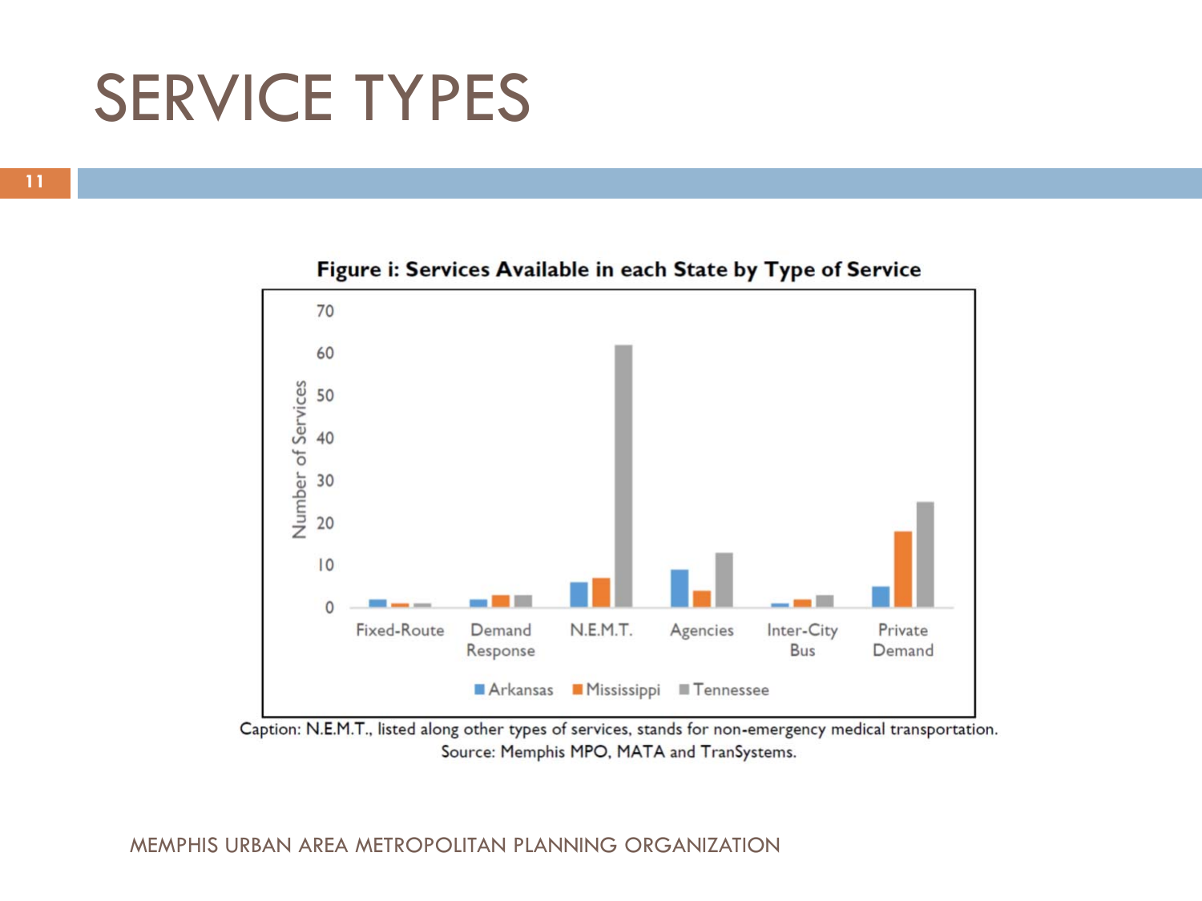# SERVICE TYPES

**Figure i: Services Available in each State by Type of Service**

Caption: N.E.M.T., listed along other types of services, stands for non-emergency medical transportation.
Source: Memphis MPO, MATA and TranSystems.

MEMPHIS URBAN AREA METROPOLITAN PLANNING ORGANIZATION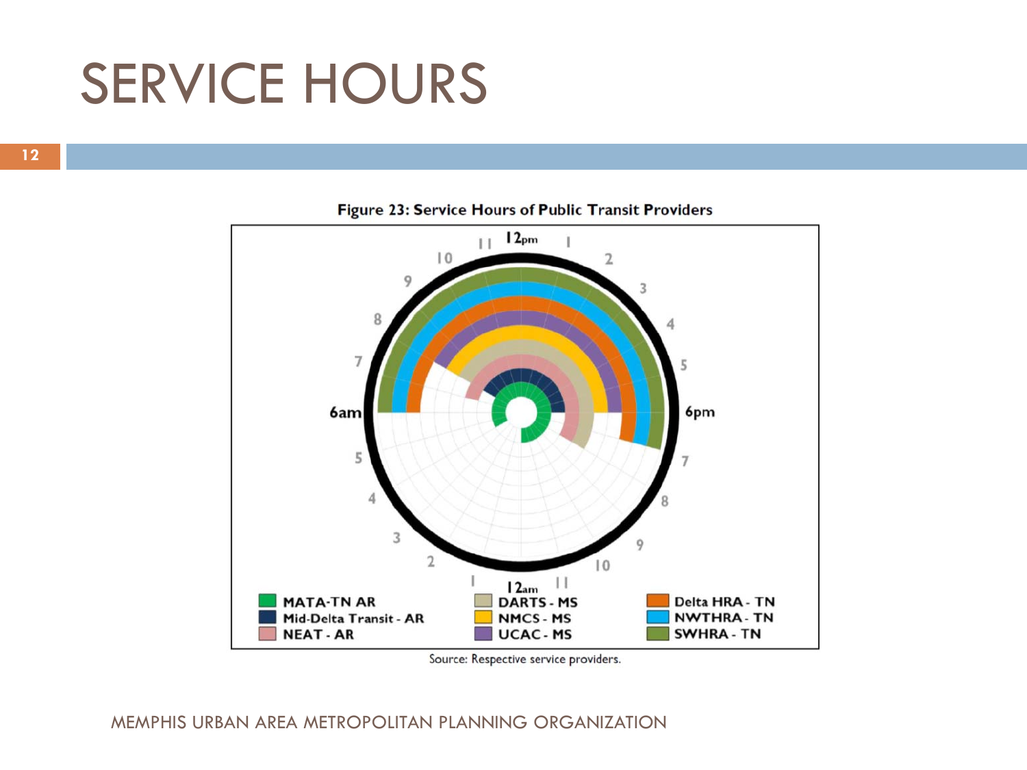# SERVICE HOURS

**Figure 23: Service Hours of Public Transit Providers**

MATA-TN AR
Mid-Delta Transit - AR
NEAT - AR
DARTS - MS
NMCS - MS
UCAC - MS
Delta HRA - TN
NWTHRA - TN
SWHRA - TN

Source: Respective service providers.

MEMPHIS URBAN AREA METROPOLITAN PLANNING ORGANIZATION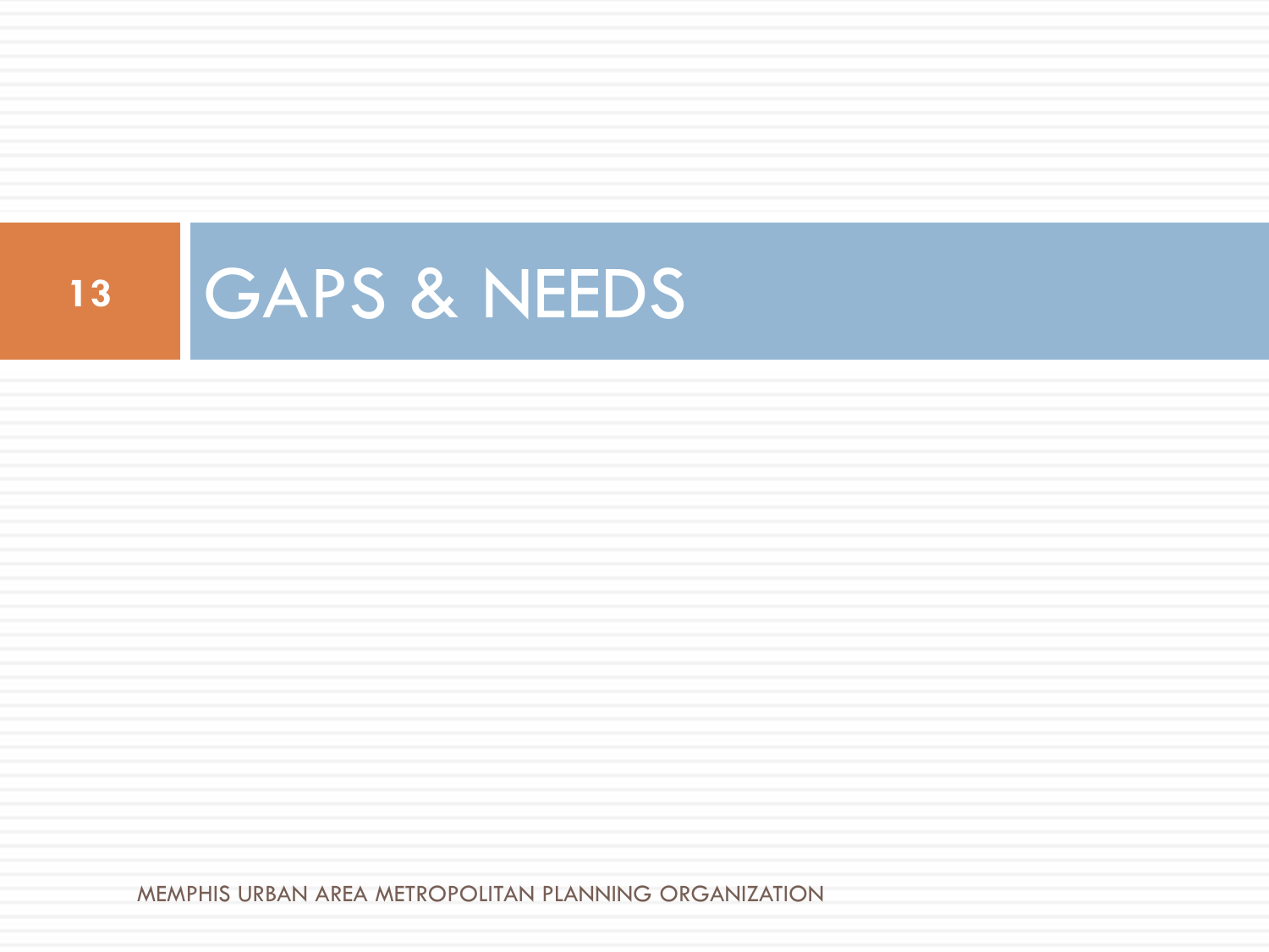# GAPS & NEEDS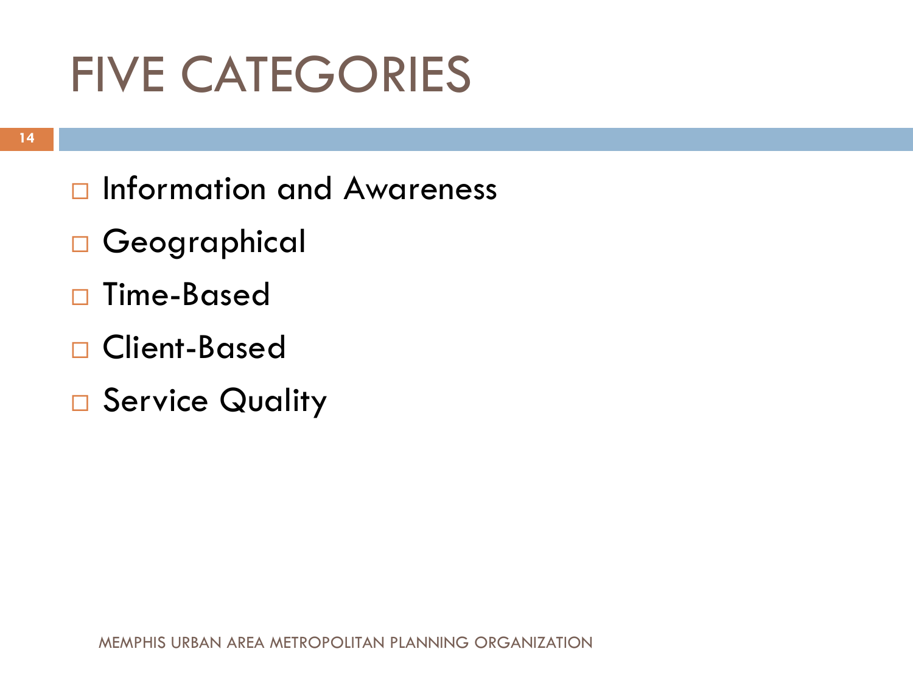# FIVE CATEGORIES

- Information and Awareness
- Geographical
- Time-Based
- Client-Based
- Service Quality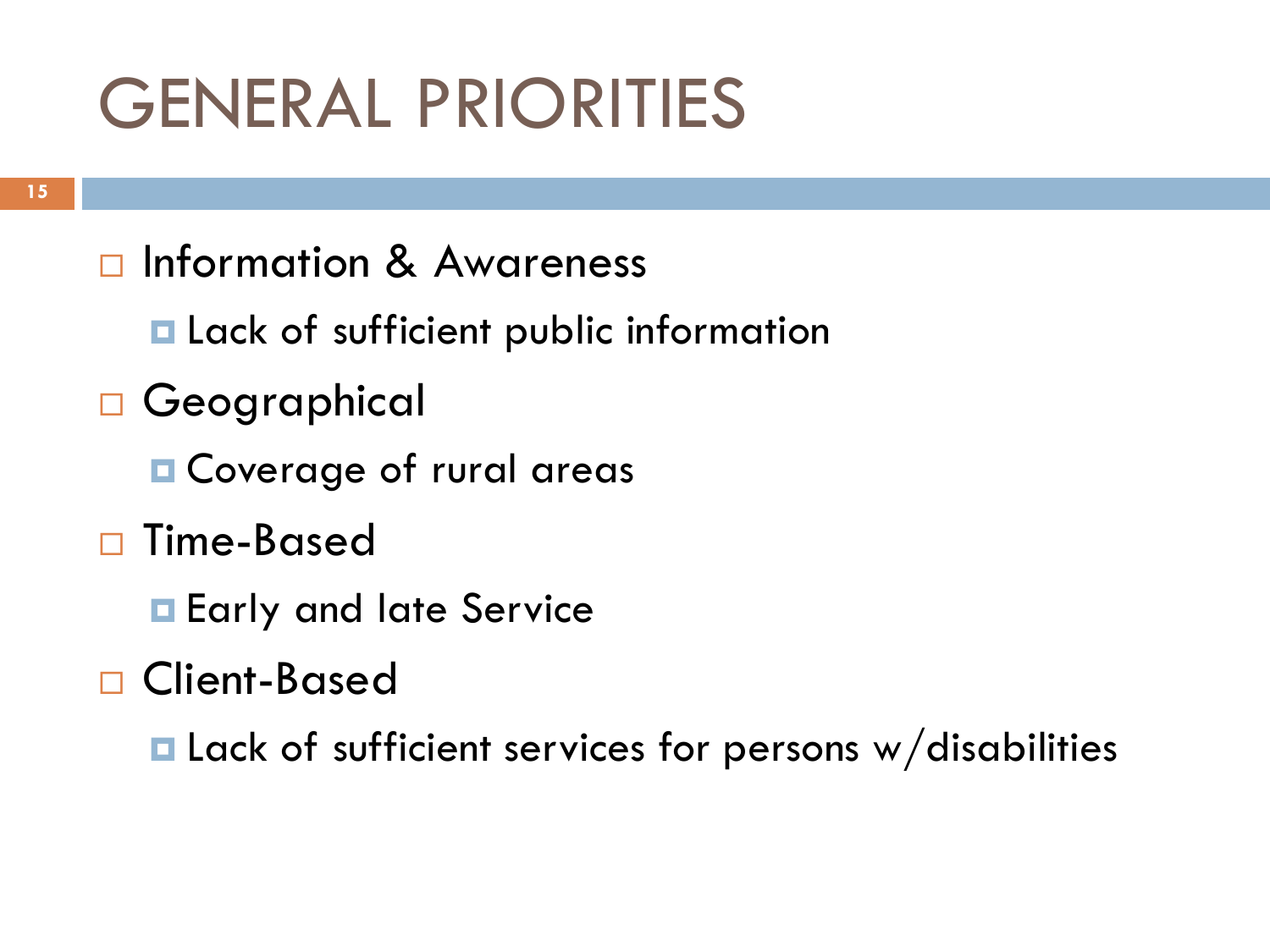# GENERAL PRIORITIES

- Information & Awareness
  - Lack of sufficient public information
- Geographical
  - Coverage of rural areas
- Time-Based
  - Early and late Service
- Client-Based
  - Lack of sufficient services for persons w/disabilities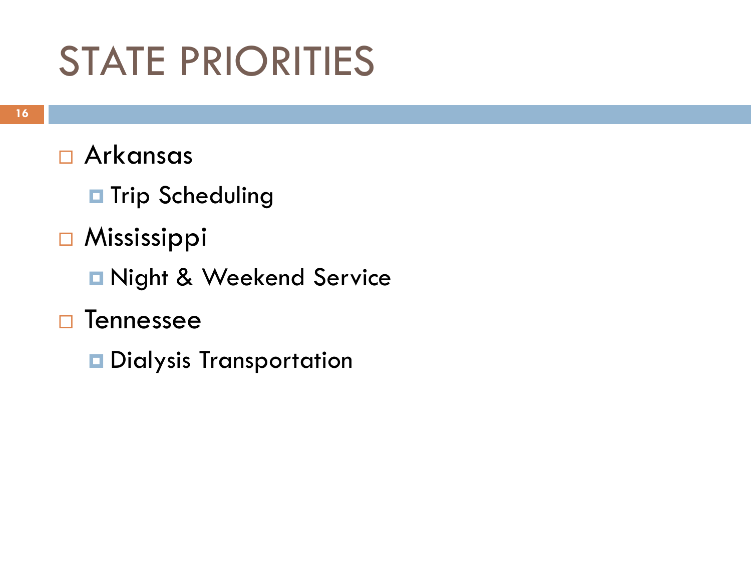# STATE PRIORITIES

- Arkansas
  - Trip Scheduling
- Mississippi
  - Night & Weekend Service
- Tennessee
  - Dialysis Transportation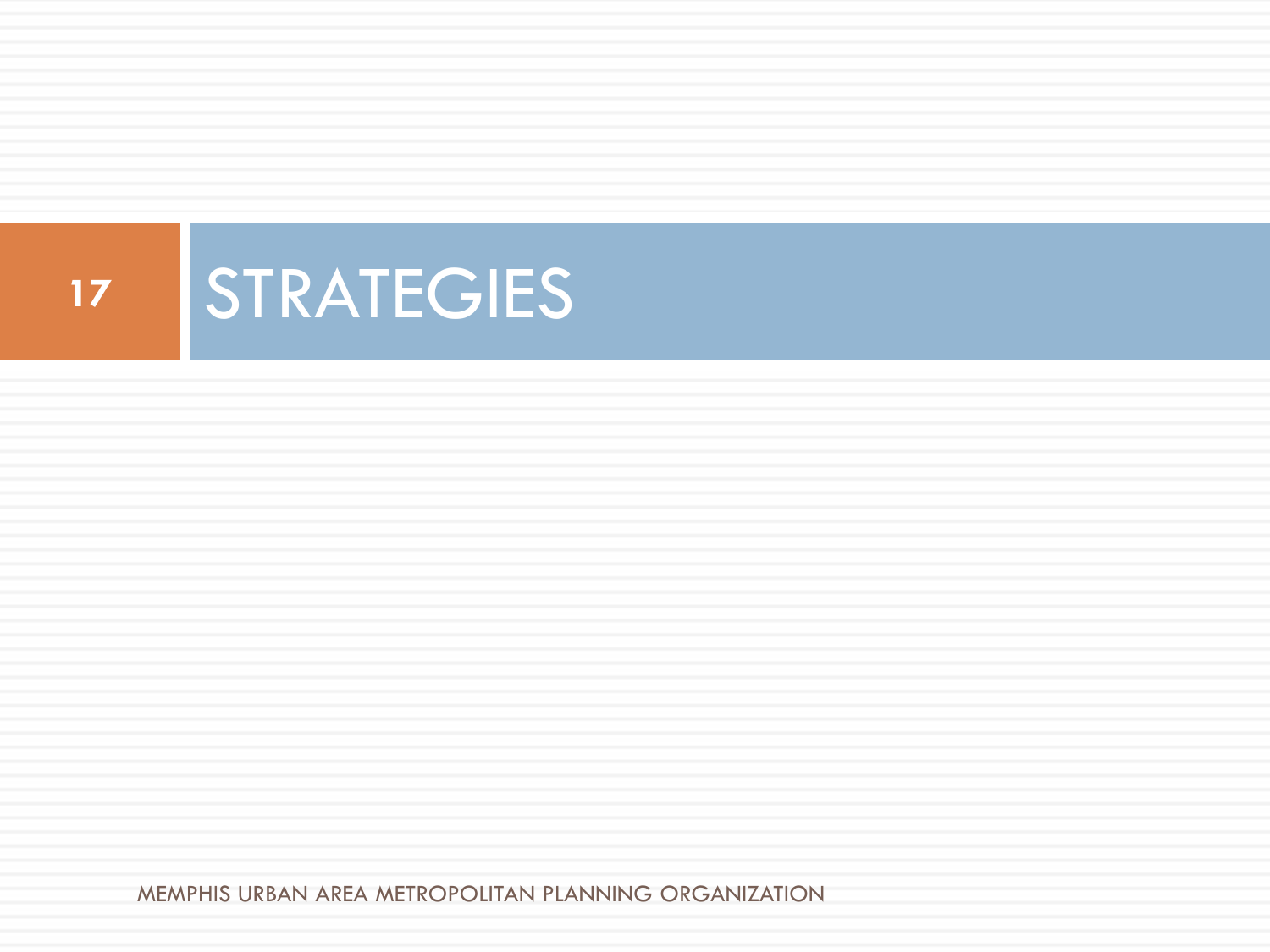# STRATEGIES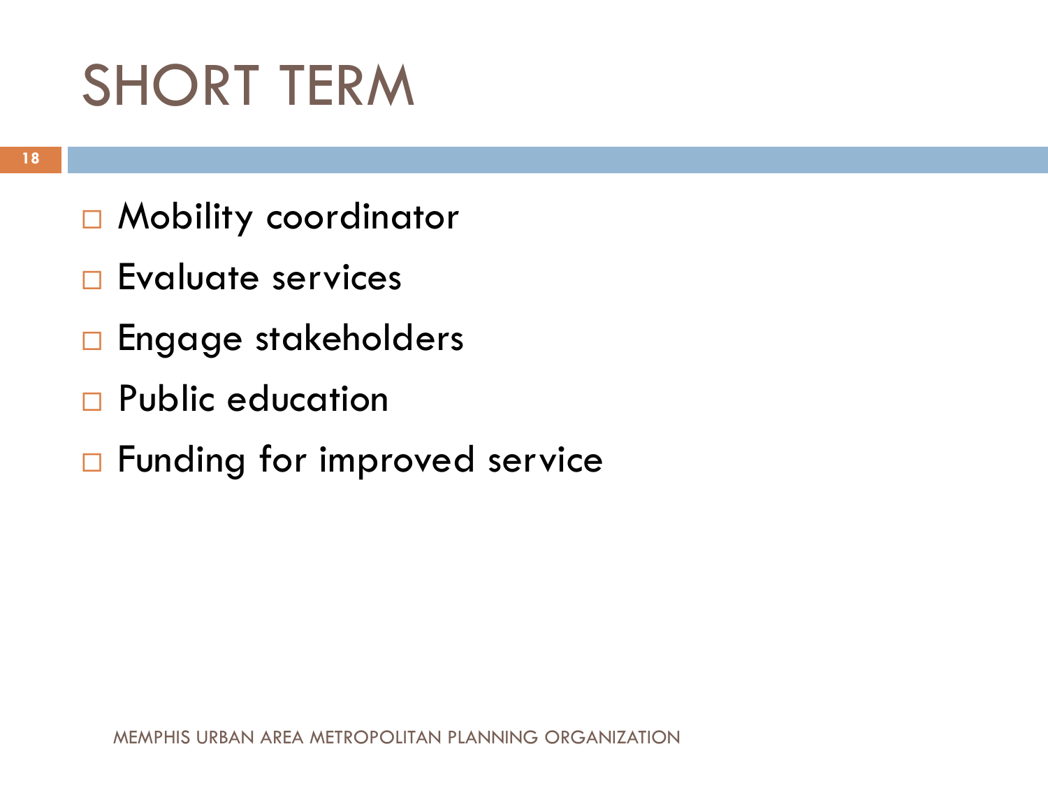# SHORT TERM

- Mobility coordinator
- Evaluate services
- Engage stakeholders
- Public education
- Funding for improved service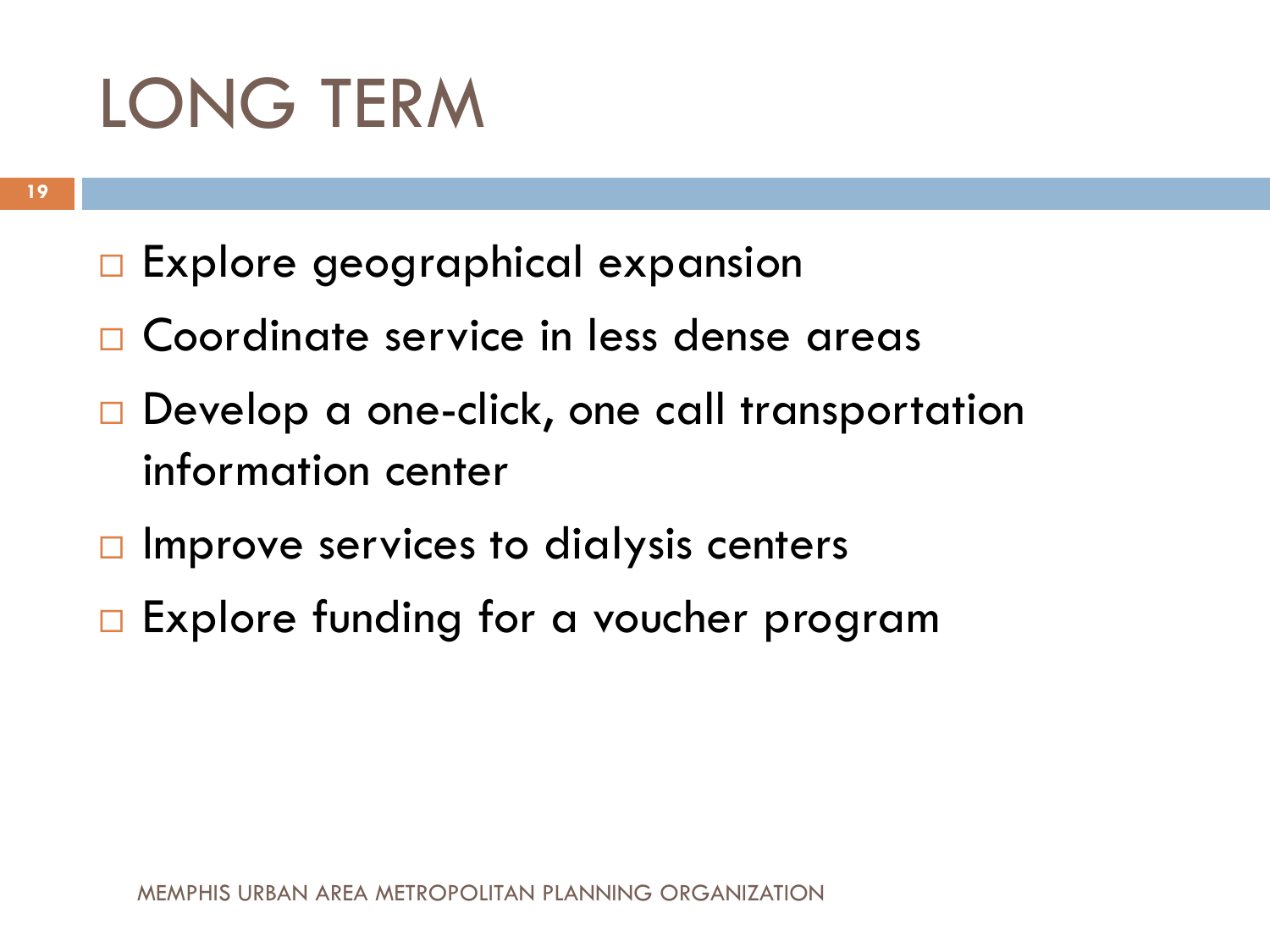# LONG TERM

- Explore geographical expansion
- Coordinate service in less dense areas
- Develop a one-click, one call transportation information center
- Improve services to dialysis centers
- Explore funding for a voucher program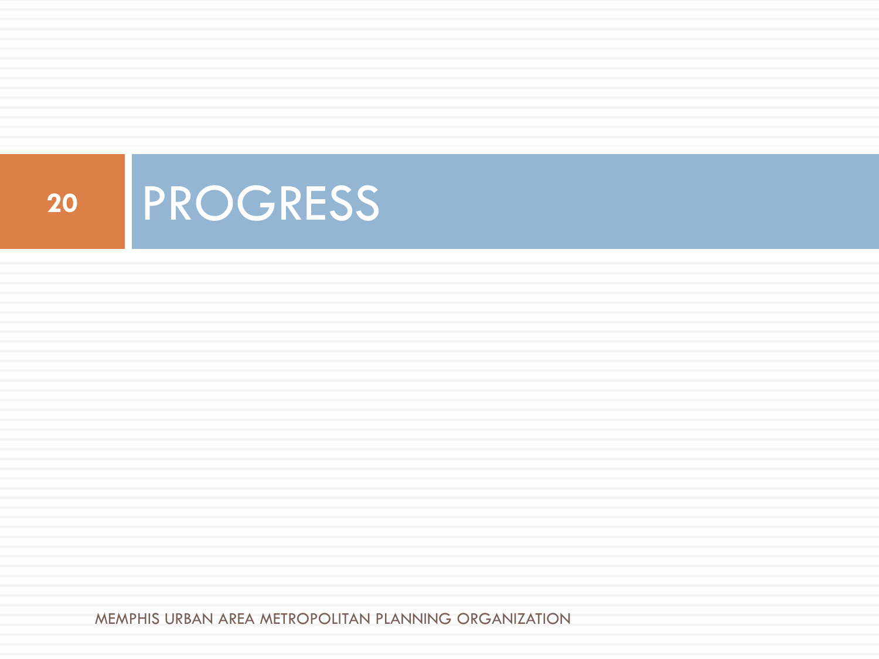# PROGRESS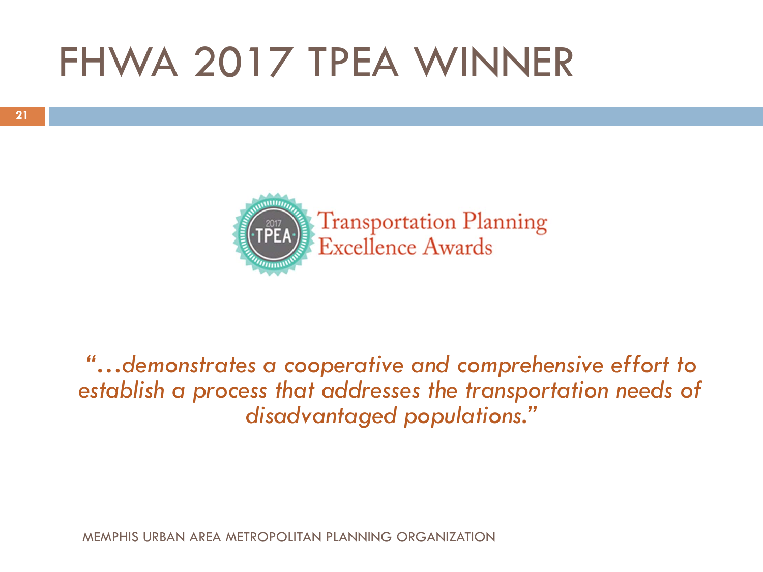# FHWA 2017 TPEA WINNER

2017 TPEA Transportation Planning Excellence Awards

*"…demonstrates a cooperative and comprehensive effort to establish a process that addresses the transportation needs of disadvantaged populations."*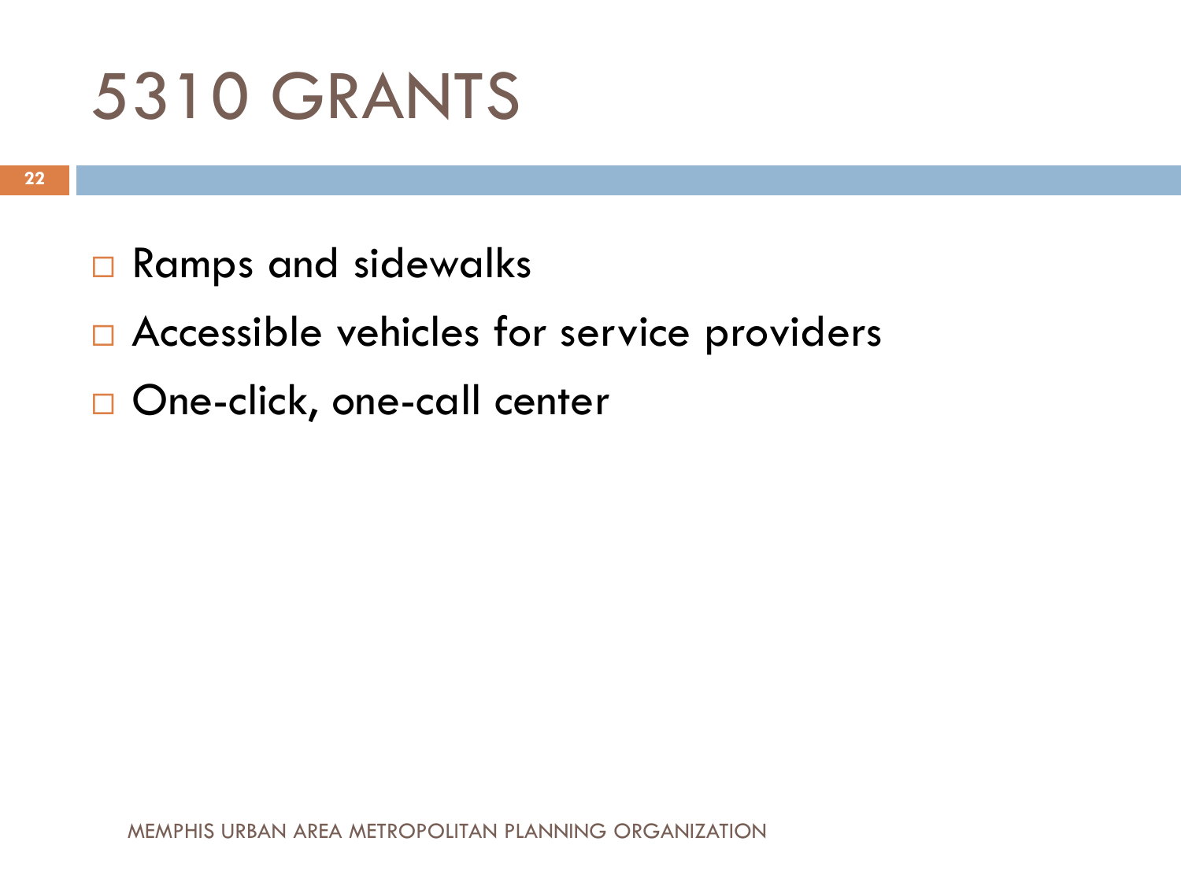# 5310 GRANTS

- Ramps and sidewalks
- Accessible vehicles for service providers
- One-click, one-call center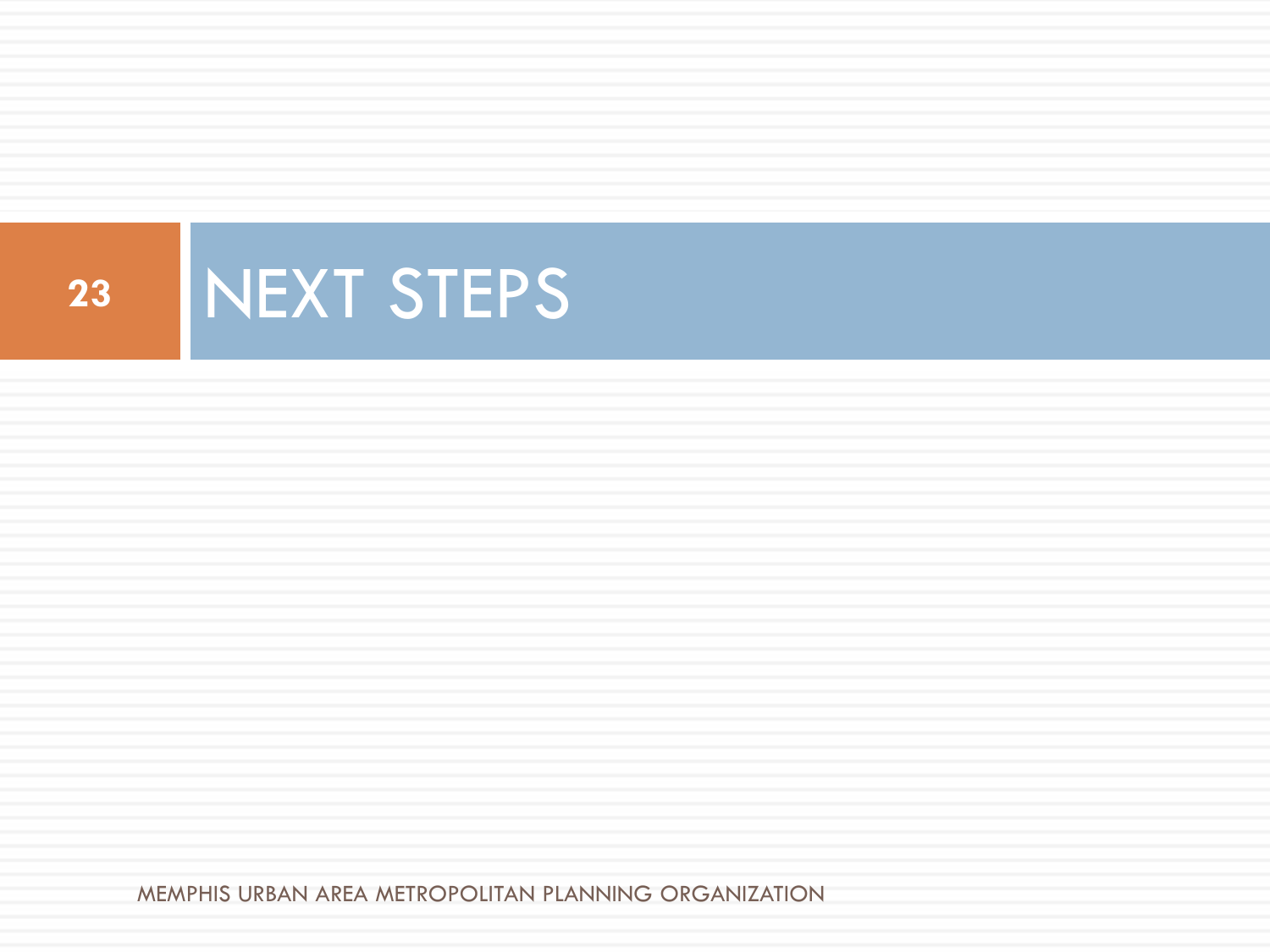# NEXT STEPS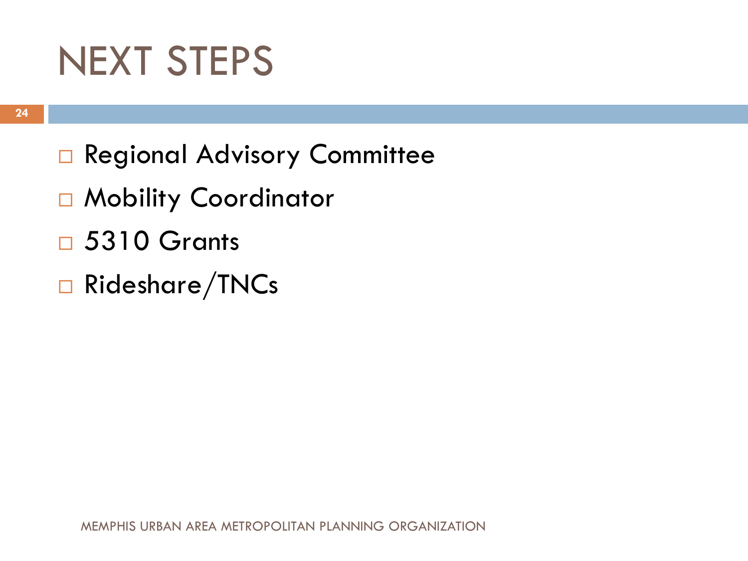# NEXT STEPS

- Regional Advisory Committee
- Mobility Coordinator
- 5310 Grants
- Rideshare/TNCs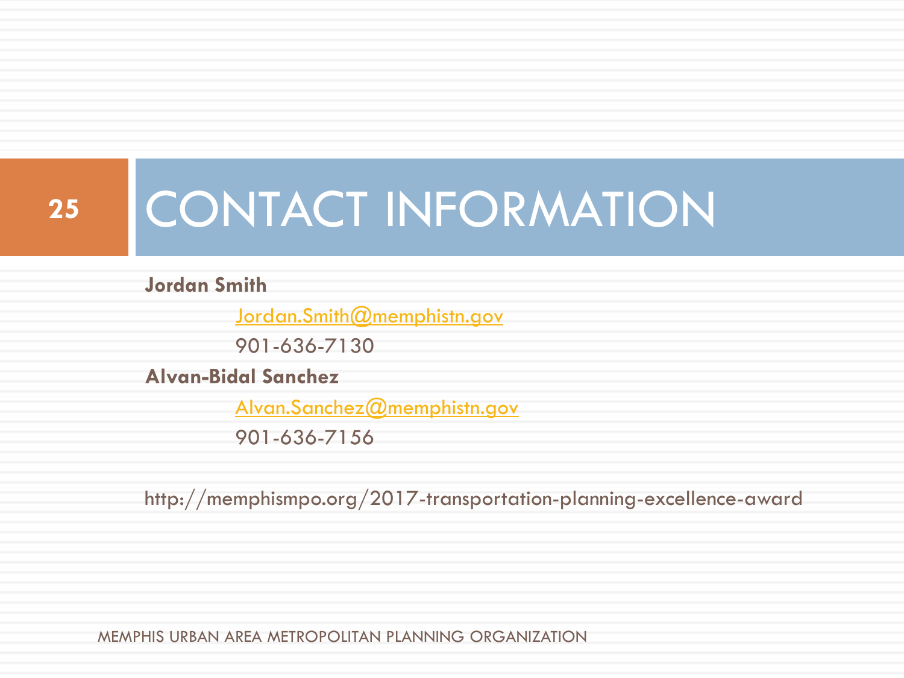# CONTACT INFORMATION

**Jordan Smith**

Jordan.Smith@memphistn.gov

901-636-7130

**Alvan-Bidal Sanchez**

Alvan.Sanchez@memphistn.gov

901-636-7156

http://memphismpo.org/2017-transportation-planning-excellence-award